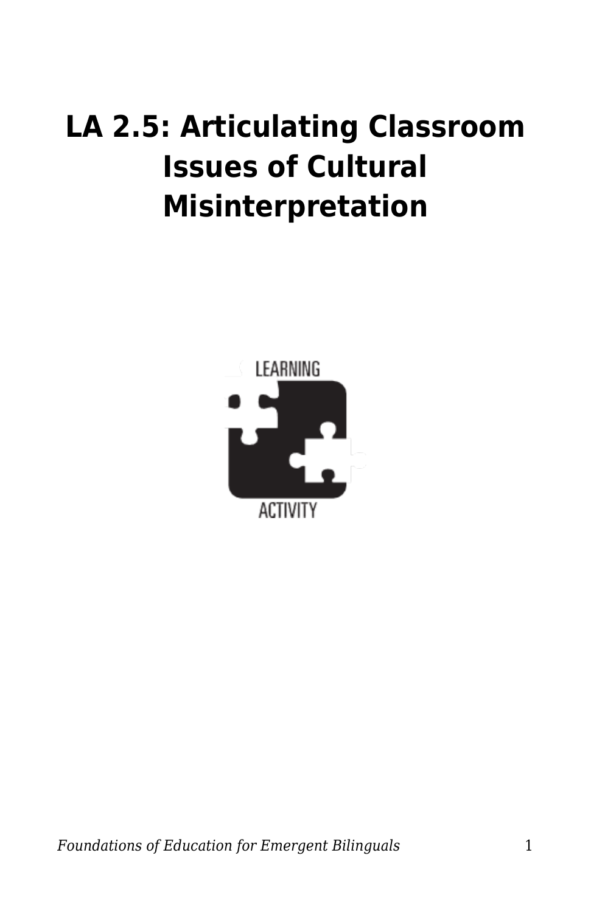# LA 2.5: Articulating Classroom Issues of Cultural Misinterpretation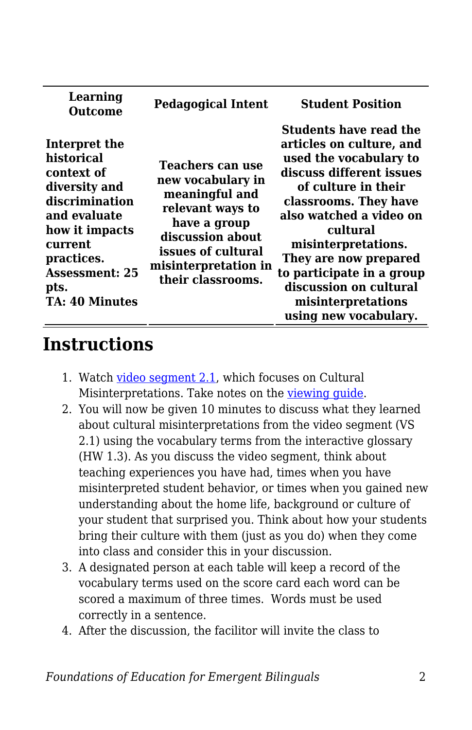| Learning Outcome | Pedagogical Intent | Student Position |
|---|---|---|
| **Interpret the historical context of diversity and discrimination and evaluate how it impacts current practices. Assessment: 25 pts. TA: 40 Minutes** | **Teachers can use new vocabulary in meaningful and relevant ways to have a group discussion about issues of cultural misinterpretation in their classrooms.** | **Students have read the articles on culture, and used the vocabulary to discuss different issues of culture in their classrooms. They have also watched a video on cultural misinterpretations. They are now prepared to participate in a group discussion on cultural misinterpretations using new vocabulary.** |

## Instructions

1. Watch video segment 2.1, which focuses on Cultural Misinterpretations. Take notes on the viewing guide.
2. You will now be given 10 minutes to discuss what they learned about cultural misinterpretations from the video segment (VS 2.1) using the vocabulary terms from the interactive glossary (HW 1.3). As you discuss the video segment, think about teaching experiences you have had, times when you have misinterpreted student behavior, or times when you gained new understanding about the home life, background or culture of your student that surprised you. Think about how your students bring their culture with them (just as you do) when they come into class and consider this in your discussion.
3. A designated person at each table will keep a record of the vocabulary terms used on the score card each word can be scored a maximum of three times.  Words must be used correctly in a sentence.
4. After the discussion, the facilitor will invite the class to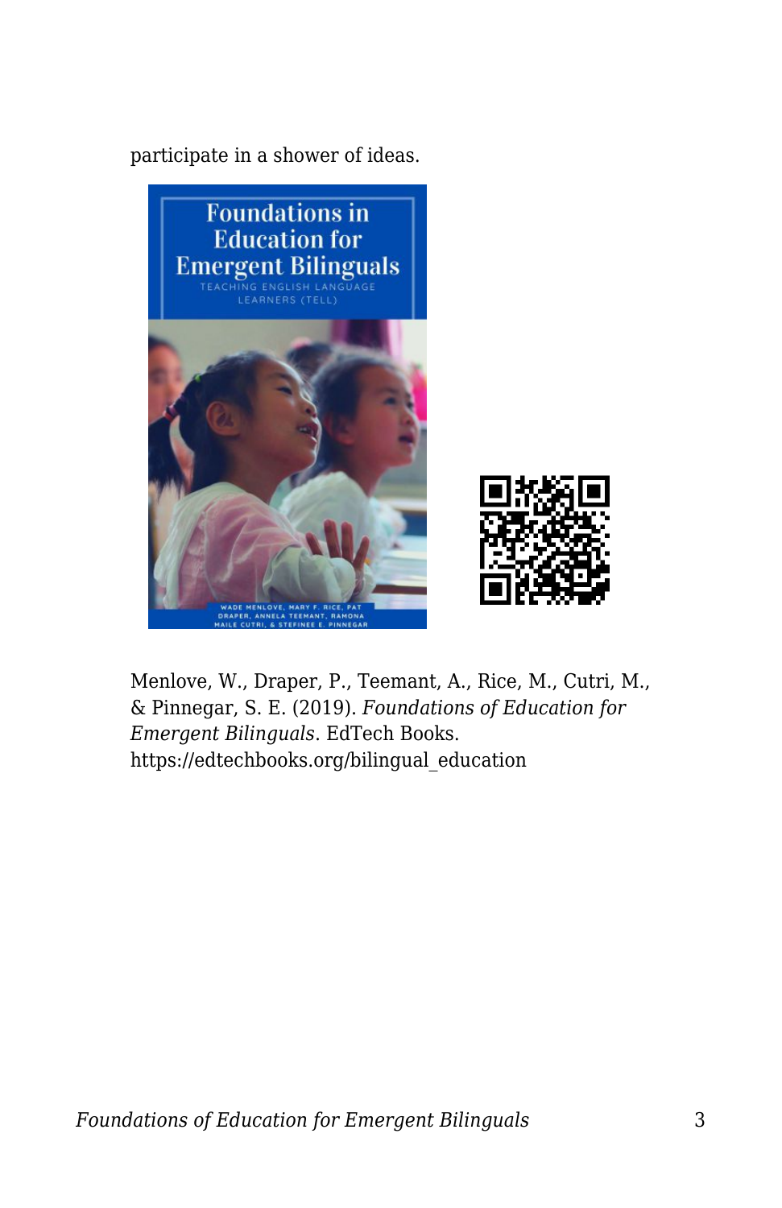participate in a shower of ideas.

Menlove, W., Draper, P., Teemant, A., Rice, M., Cutri, M., & Pinnegar, S. E. (2019). *Foundations of Education for Emergent Bilinguals*. EdTech Books. https://edtechbooks.org/bilingual_education